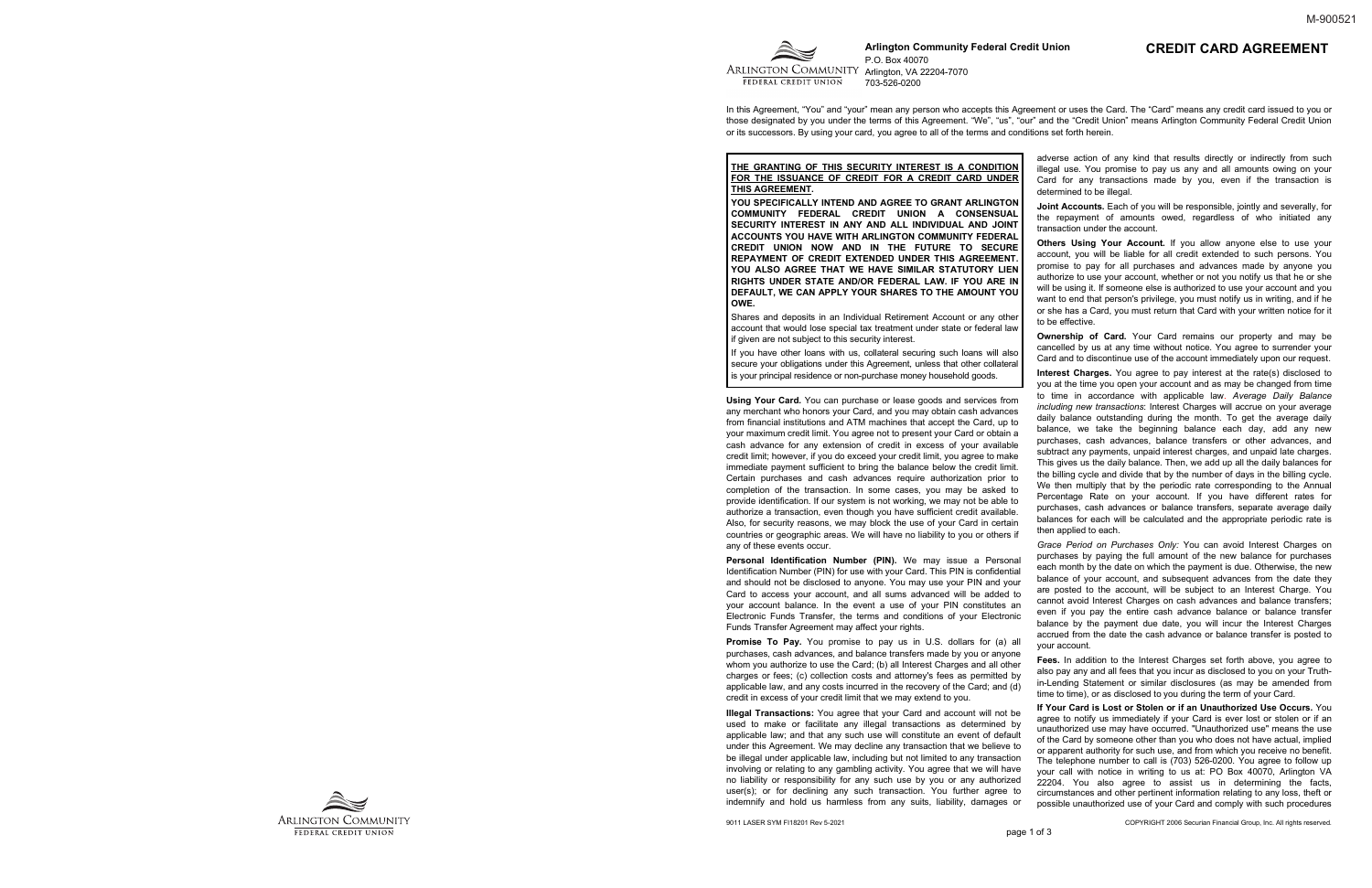**Arlington Community Federal Credit Union**
P.O. Box 40070
Arlington, VA 22204-7070
703-526-0200

# CREDIT CARD AGREEMENT

In this Agreement, "You" and "your" mean any person who accepts this Agreement or uses the Card. The "Card" means any credit card issued to you or those designated by you under the terms of this Agreement. "We", "us", "our" and the "Credit Union" means Arlington Community Federal Credit Union or its successors. By using your card, you agree to all of the terms and conditions set forth herein.

**THE GRANTING OF THIS SECURITY INTEREST IS A CONDITION FOR THE ISSUANCE OF CREDIT FOR A CREDIT CARD UNDER THIS AGREEMENT.**

**YOU SPECIFICALLY INTEND AND AGREE TO GRANT ARLINGTON COMMUNITY FEDERAL CREDIT UNION A CONSENSUAL SECURITY INTEREST IN ANY AND ALL INDIVIDUAL AND JOINT ACCOUNTS YOU HAVE WITH ARLINGTON COMMUNITY FEDERAL CREDIT UNION NOW AND IN THE FUTURE TO SECURE REPAYMENT OF CREDIT EXTENDED UNDER THIS AGREEMENT. YOU ALSO AGREE THAT WE HAVE SIMILAR STATUTORY LIEN RIGHTS UNDER STATE AND/OR FEDERAL LAW. IF YOU ARE IN DEFAULT, WE CAN APPLY YOUR SHARES TO THE AMOUNT YOU OWE.**

Shares and deposits in an Individual Retirement Account or any other account that would lose special tax treatment under state or federal law if given are not subject to this security interest.

If you have other loans with us, collateral securing such loans will also secure your obligations under this Agreement, unless that other collateral is your principal residence or non-purchase money household goods.

**Using Your Card.** You can purchase or lease goods and services from any merchant who honors your Card, and you may obtain cash advances from financial institutions and ATM machines that accept the Card, up to your maximum credit limit. You agree not to present your Card or obtain a cash advance for any extension of credit in excess of your available credit limit; however, if you do exceed your credit limit, you agree to make immediate payment sufficient to bring the balance below the credit limit. Certain purchases and cash advances require authorization prior to completion of the transaction. In some cases, you may be asked to provide identification. If our system is not working, we may not be able to authorize a transaction, even though you have sufficient credit available. Also, for security reasons, we may block the use of your Card in certain countries or geographic areas. We will have no liability to you or others if any of these events occur.

**Personal Identification Number (PIN).** We may issue a Personal Identification Number (PIN) for use with your Card. This PIN is confidential and should not be disclosed to anyone. You may use your PIN and your Card to access your account, and all sums advanced will be added to your account balance. In the event a use of your PIN constitutes an Electronic Funds Transfer, the terms and conditions of your Electronic Funds Transfer Agreement may affect your rights.

**Promise To Pay.** You promise to pay us in U.S. dollars for (a) all purchases, cash advances, and balance transfers made by you or anyone whom you authorize to use the Card; (b) all Interest Charges and all other charges or fees; (c) collection costs and attorney's fees as permitted by applicable law, and any costs incurred in the recovery of the Card; and (d) credit in excess of your credit limit that we may extend to you.

**Illegal Transactions:** You agree that your Card and account will not be used to make or facilitate any illegal transactions as determined by applicable law; and that any such use will constitute an event of default under this Agreement. We may decline any transaction that we believe to be illegal under applicable law, including but not limited to any transaction involving or relating to any gambling activity. You agree that we will have no liability or responsibility for any such use by you or any authorized user(s); or for declining any such transaction. You further agree to indemnify and hold us harmless from any suits, liability, damages or adverse action of any kind that results directly or indirectly from such illegal use. You promise to pay us any and all amounts owing on your Card for any transactions made by you, even if the transaction is determined to be illegal.

**Joint Accounts.** Each of you will be responsible, jointly and severally, for the repayment of amounts owed, regardless of who initiated any transaction under the account.

**Others Using Your Account.** If you allow anyone else to use your account, you will be liable for all credit extended to such persons. You promise to pay for all purchases and advances made by anyone you authorize to use your account, whether or not you notify us that he or she will be using it. If someone else is authorized to use your account and you want to end that person's privilege, you must notify us in writing, and if he or she has a Card, you must return that Card with your written notice for it to be effective.

**Ownership of Card.** Your Card remains our property and may be cancelled by us at any time without notice. You agree to surrender your Card and to discontinue use of the account immediately upon our request.

**Interest Charges.** You agree to pay interest at the rate(s) disclosed to you at the time you open your account and as may be changed from time to time in accordance with applicable law. *Average Daily Balance including new transactions:* Interest Charges will accrue on your average daily balance outstanding during the month. To get the average daily balance, we take the beginning balance each day, add any new purchases, cash advances, balance transfers or other advances, and subtract any payments, unpaid interest charges, and unpaid late charges. This gives us the daily balance. Then, we add up all the daily balances for the billing cycle and divide that by the number of days in the billing cycle. We then multiply that by the periodic rate corresponding to the Annual Percentage Rate on your account. If you have different rates for purchases, cash advances or balance transfers, separate average daily balances for each will be calculated and the appropriate periodic rate is then applied to each.

*Grace Period on Purchases Only:* You can avoid Interest Charges on purchases by paying the full amount of the new balance for purchases each month by the date on which the payment is due. Otherwise, the new balance of your account, and subsequent advances from the date they are posted to the account, will be subject to an Interest Charge. You cannot avoid Interest Charges on cash advances and balance transfers; even if you pay the entire cash advance balance or balance transfer balance by the payment due date, you will incur the Interest Charges accrued from the date the cash advance or balance transfer is posted to your account.

**Fees.** In addition to the Interest Charges set forth above, you agree to also pay any and all fees that you incur as disclosed to you on your Truth-in-Lending Statement or similar disclosures (as may be amended from time to time), or as disclosed to you during the term of your Card.

**If Your Card is Lost or Stolen or if an Unauthorized Use Occurs.** You agree to notify us immediately if your Card is ever lost or stolen or if an unauthorized use may have occurred. "Unauthorized use" means the use of the Card by someone other than you who does not have actual, implied or apparent authority for such use, and from which you receive no benefit. The telephone number to call is (703) 526-0200. You agree to follow up your call with notice in writing to us at: PO Box 40070, Arlington VA 22204. You also agree to assist us in determining the facts, circumstances and other pertinent information relating to any loss, theft or possible unauthorized use of your Card and comply with such procedures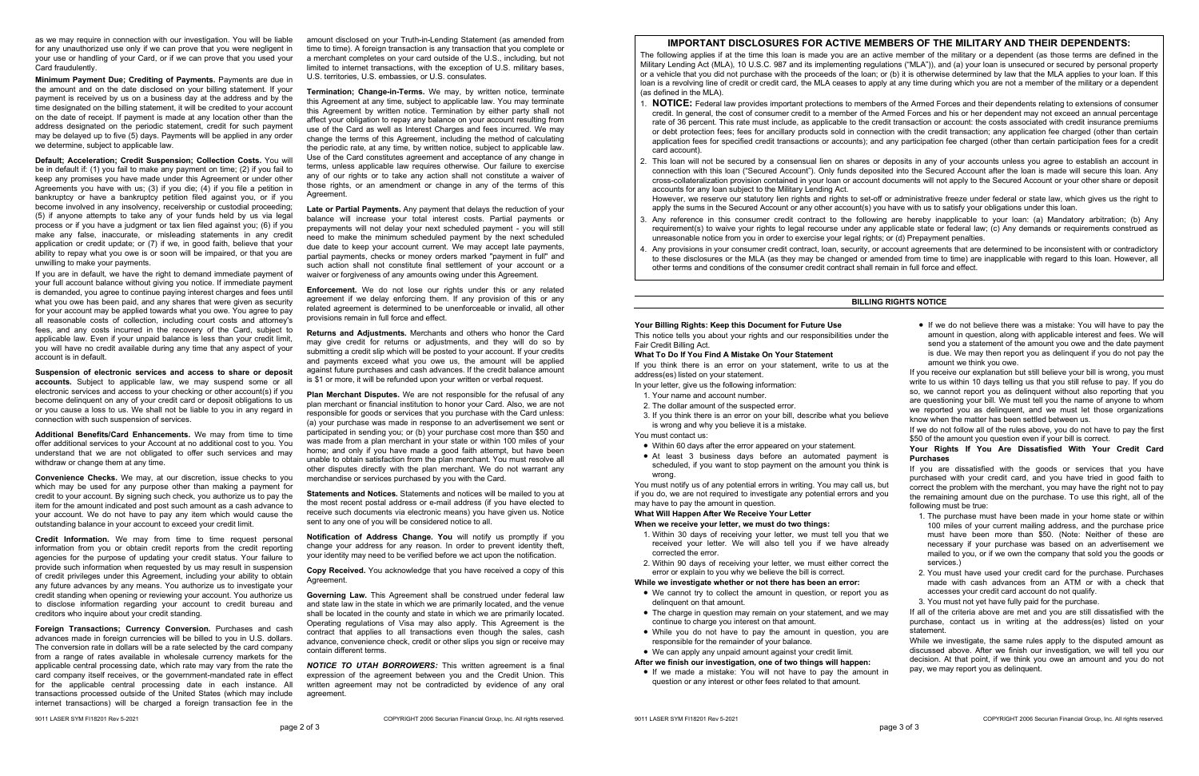as we may require in connection with our investigation. You will be liable for any unauthorized use only if we can prove that you were negligent in your use or handling of your Card, or if we can prove that you used your Card fraudulently.

**Minimum Payment Due; Crediting of Payments.** Payments are due in the amount and on the date disclosed on your billing statement. If your payment is received by us on a business day at the address and by the time designated on the billing statement, it will be credited to your account on the date of receipt. If payment is made at any location other than the address designated on the periodic statement, credit for such payment may be delayed up to five (5) days. Payments will be applied in any order we determine, subject to applicable law.

**Default; Acceleration; Credit Suspension; Collection Costs.** You will be in default if: (1) you fail to make any payment on time; (2) if you fail to keep any promises you have made under this Agreement or under other Agreements you have with us; (3) if you die; (4) if you file a petition in bankruptcy or have a bankruptcy petition filed against you, or if you become involved in any insolvency, receivership or custodial proceeding; (5) if anyone attempts to take any of your funds held by us via legal process or if you have a judgment or tax lien filed against you; (6) if you make any false, inaccurate, or misleading statements in any credit application or credit update; or (7) if we, in good faith, believe that your ability to repay what you owe is or soon will be impaired, or that you are unwilling to make your payments.

If you are in default, we have the right to demand immediate payment of your full account balance without giving you notice. If immediate payment is demanded, you agree to continue paying interest charges and fees until what you owe has been paid, and any shares that were given as security for your account may be applied towards what you owe. You agree to pay all reasonable costs of collection, including court costs and attorney's fees, and any costs incurred in the recovery of the Card, subject to applicable law. Even if your unpaid balance is less than your credit limit, you will have no credit available during any time that any aspect of your account is in default.

**Suspension of electronic services and access to share or deposit accounts.** Subject to applicable law, we may suspend some or all electronic services and access to your checking or other account(s) if you become delinquent on any of your credit card or deposit obligations to us or you cause a loss to us. We shall not be liable to you in any regard in connection with such suspension of services.

**Additional Benefits/Card Enhancements.** We may from time to time offer additional services to your Account at no additional cost to you. You understand that we are not obligated to offer such services and may withdraw or change them at any time.

**Convenience Checks.** We may, at our discretion, issue checks to you which may be used for any purpose other than making a payment for credit to your account. By signing such check, you authorize us to pay the item for the amount indicated and post such amount as a cash advance to your account. We do not have to pay any item which would cause the outstanding balance in your account to exceed your credit limit.

**Credit Information.** We may from time to time request personal information from you or obtain credit reports from the credit reporting agencies for the purpose of updating your credit status. Your failure to provide such information when requested by us may result in suspension of credit privileges under this Agreement, including your ability to obtain any future advances by any means. You authorize us to investigate your credit standing when opening or reviewing your account. You authorize us to disclose information regarding your account to credit bureau and creditors who inquire about your credit standing.

**Foreign Transactions; Currency Conversion.** Purchases and cash advances made in foreign currencies will be billed to you in U.S. dollars. The conversion rate in dollars will be a rate selected by the card company from a range of rates available in wholesale currency markets for the applicable central processing date, which rate may vary from the rate the card company itself receives, or the government-mandated rate in effect for the applicable central processing date in each instance. All transactions processed outside of the United States (which may include internet transactions) will be charged a foreign transaction fee in the amount disclosed on your Truth-in-Lending Statement (as amended from time to time). A foreign transaction is any transaction that you complete or a merchant completes on your card outside of the U.S., including, but not limited to internet transactions, with the exception of U.S. military bases, U.S. territories, U.S. embassies, or U.S. consulates.

**Termination; Change-in-Terms.** We may, by written notice, terminate this Agreement at any time, subject to applicable law. You may terminate this Agreement by written notice. Termination by either party shall not affect your obligation to repay any balance on your account resulting from use of the Card as well as Interest Charges and fees incurred. We may change the terms of this Agreement, including the method of calculating the periodic rate, at any time, by written notice, subject to applicable law. Use of the Card constitutes agreement and acceptance of any change in terms, unless applicable law requires otherwise. Our failure to exercise any of our rights or to take any action shall not constitute a waiver of those rights, or an amendment or change in any of the terms of this Agreement.

**Late or Partial Payments.** Any payment that delays the reduction of your balance will increase your total interest costs. Partial payments or prepayments will not delay your next scheduled payment - you will still need to make the minimum scheduled payment by the next scheduled due date to keep your account current. We may accept late payments, partial payments, checks or money orders marked "payment in full" and such action shall not constitute final settlement of your account or a waiver or forgiveness of any amounts owing under this Agreement.

**Enforcement.** We do not lose our rights under this or any related agreement if we delay enforcing them. If any provision of this or any related agreement is determined to be unenforceable or invalid, all other provisions remain in full force and effect.

**Returns and Adjustments.** Merchants and others who honor the Card may give credit for returns or adjustments, and they will do so by submitting a credit slip which will be posted to your account. If your credits and payments exceed what you owe us, the amount will be applied against future purchases and cash advances. If the credit balance amount is $1 or more, it will be refunded upon your written or verbal request.

**Plan Merchant Disputes.** We are not responsible for the refusal of any plan merchant or financial institution to honor your Card. Also, we are not responsible for goods or services that you purchase with the Card unless: (a) your purchase was made in response to an advertisement we sent or participated in sending you; or (b) your purchase cost more than $50 and was made from a plan merchant in your state or within 100 miles of your home; and only if you have made a good faith attempt, but have been unable to obtain satisfaction from the plan merchant. You must resolve all other disputes directly with the plan merchant. We do not warrant any merchandise or services purchased by you with the Card.

**Statements and Notices.** Statements and notices will be mailed to you at the most recent postal address or e-mail address (if you have elected to receive such documents via electronic means) you have given us. Notice sent to any one of you will be considered notice to all.

**Notification of Address Change. You** will notify us promptly if you change your address for any reason. In order to prevent identity theft, your identity may need to be verified before we act upon the notification.

**Copy Received.** You acknowledge that you have received a copy of this Agreement.

**Governing Law.** This Agreement shall be construed under federal law and state law in the state in which we are primarily located, and the venue shall be located in the county and state in which we are primarily located. Operating regulations of Visa may also apply. This Agreement is the contract that applies to all transactions even though the sales, cash advance, convenience check, credit or other slips you sign or receive may contain different terms.

***NOTICE TO UTAH BORROWERS:*** This written agreement is a final expression of the agreement between you and the Credit Union. This written agreement may not be contradicted by evidence of any oral agreement.

## IMPORTANT DISCLOSURES FOR ACTIVE MEMBERS OF THE MILITARY AND THEIR DEPENDENTS:

The following applies if at the time this loan is made you are an active member of the military or a dependent (as those terms are defined in the Military Lending Act (MLA), 10 U.S.C. 987 and its implementing regulations ("MLA")), and (a) your loan is unsecured or secured by personal property or a vehicle that you did not purchase with the proceeds of the loan; or (b) it is otherwise determined by law that the MLA applies to your loan. If this loan is a revolving line of credit or credit card, the MLA ceases to apply at any time during which you are not a member of the military or a dependent (as defined in the MLA).

1. **NOTICE:** Federal law provides important protections to members of the Armed Forces and their dependents relating to extensions of consumer credit. In general, the cost of consumer credit to a member of the Armed Forces and his or her dependent may not exceed an annual percentage rate of 36 percent. This rate must include, as applicable to the credit transaction or account: the costs associated with credit insurance premiums or debt protection fees; fees for ancillary products sold in connection with the credit transaction; any application fee charged (other than certain application fees for specified credit transactions or accounts); and any participation fee charged (other than certain participation fees for a credit card account).
2. This loan will not be secured by a consensual lien on shares or deposits in any of your accounts unless you agree to establish an account in connection with this loan ("Secured Account"). Only funds deposited into the Secured Account after the loan is made will secure this loan. Any cross-collateralization provision contained in your loan or account documents will not apply to the Secured Account or your other share or deposit accounts for any loan subject to the Military Lending Act.
   However, we reserve our statutory lien rights and rights to set-off or administrative freeze under federal or state law, which gives us the right to apply the sums in the Secured Account or any other account(s) you have with us to satisfy your obligations under this loan.
3. Any reference in this consumer credit contract to the following are hereby inapplicable to your loan: (a) Mandatory arbitration; (b) Any requirement(s) to waive your rights to legal recourse under any applicable state or federal law; (c) Any demands or requirements construed as unreasonable notice from you in order to exercise your legal rights; or (d) Prepayment penalties.
4. Any provisions in your consumer credit contract, loan, security, or account agreements that are determined to be inconsistent with or contradictory to these disclosures or the MLA (as they may be changed or amended from time to time) are inapplicable with regard to this loan. However, all other terms and conditions of the consumer credit contract shall remain in full force and effect.

## BILLING RIGHTS NOTICE

### Your Billing Rights: Keep this Document for Future Use

This notice tells you about your rights and our responsibilities under the Fair Credit Billing Act.

**What To Do If You Find A Mistake On Your Statement**

If you think there is an error on your statement, write to us at the address(es) listed on your statement.

In your letter, give us the following information:

1. Your name and account number.
2. The dollar amount of the suspected error.
3. If you think there is an error on your bill, describe what you believe is wrong and why you believe it is a mistake.

You must contact us:

- Within 60 days after the error appeared on your statement.
- At least 3 business days before an automated payment is scheduled, if you want to stop payment on the amount you think is wrong.

You must notify us of any potential errors in writing. You may call us, but if you do, we are not required to investigate any potential errors and you may have to pay the amount in question.

**What Will Happen After We Receive Your Letter**

**When we receive your letter, we must do two things:**

1. Within 30 days of receiving your letter, we must tell you that we received your letter. We will also tell you if we have already corrected the error.
2. Within 90 days of receiving your letter, we must either correct the error or explain to you why we believe the bill is correct.

**While we investigate whether or not there has been an error:**

- We cannot try to collect the amount in question, or report you as delinquent on that amount.
- The charge in question may remain on your statement, and we may continue to charge you interest on that amount.
- While you do not have to pay the amount in question, you are responsible for the remainder of your balance.
- We can apply any unpaid amount against your credit limit.

**After we finish our investigation, one of two things will happen:**

- If we made a mistake: You will not have to pay the amount in question or any interest or other fees related to that amount.
- If we do not believe there was a mistake: You will have to pay the amount in question, along with applicable interest and fees. We will send you a statement of the amount you owe and the date payment is due. We may then report you as delinquent if you do not pay the amount we think you owe.

If you receive our explanation but still believe your bill is wrong, you must write to us within 10 days telling us that you still refuse to pay. If you do so, we cannot report you as delinquent without also reporting that you are questioning your bill. We must tell you the name of anyone to whom we reported you as delinquent, and we must let those organizations know when the matter has been settled between us.

If we do not follow all of the rules above, you do not have to pay the first $50 of the amount you question even if your bill is correct.

**Your Rights If You Are Dissatisfied With Your Credit Card Purchases**

If you are dissatisfied with the goods or services that you have purchased with your credit card, and you have tried in good faith to correct the problem with the merchant, you may have the right not to pay the remaining amount due on the purchase. To use this right, all of the following must be true:

1. The purchase must have been made in your home state or within 100 miles of your current mailing address, and the purchase price must have been more than $50. (Note: Neither of these are necessary if your purchase was based on an advertisement we mailed to you, or if we own the company that sold you the goods or services.)
2. You must have used your credit card for the purchase. Purchases made with cash advances from an ATM or with a check that accesses your credit card account do not qualify.
3. You must not yet have fully paid for the purchase.

If all of the criteria above are met and you are still dissatisfied with the purchase, contact us in writing at the address(es) listed on your statement.

While we investigate, the same rules apply to the disputed amount as discussed above. After we finish our investigation, we will tell you our decision. At that point, if we think you owe an amount and you do not pay, we may report you as delinquent.